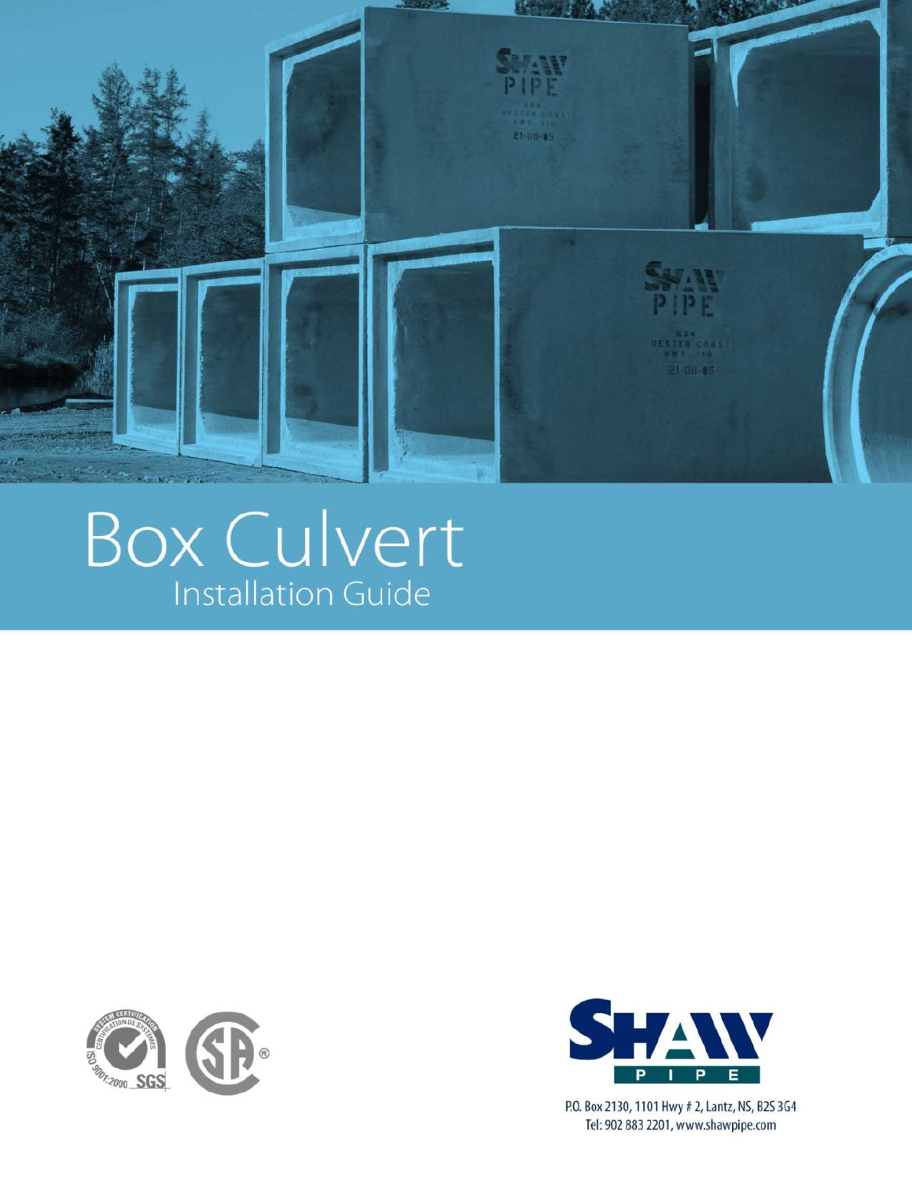# Box Culvert

## Installation Guide

P.O. Box 2130, 1101 Hwy # 2, Lantz, NS, B2S 3G4
Tel: 902 883 2201, www.shawpipe.com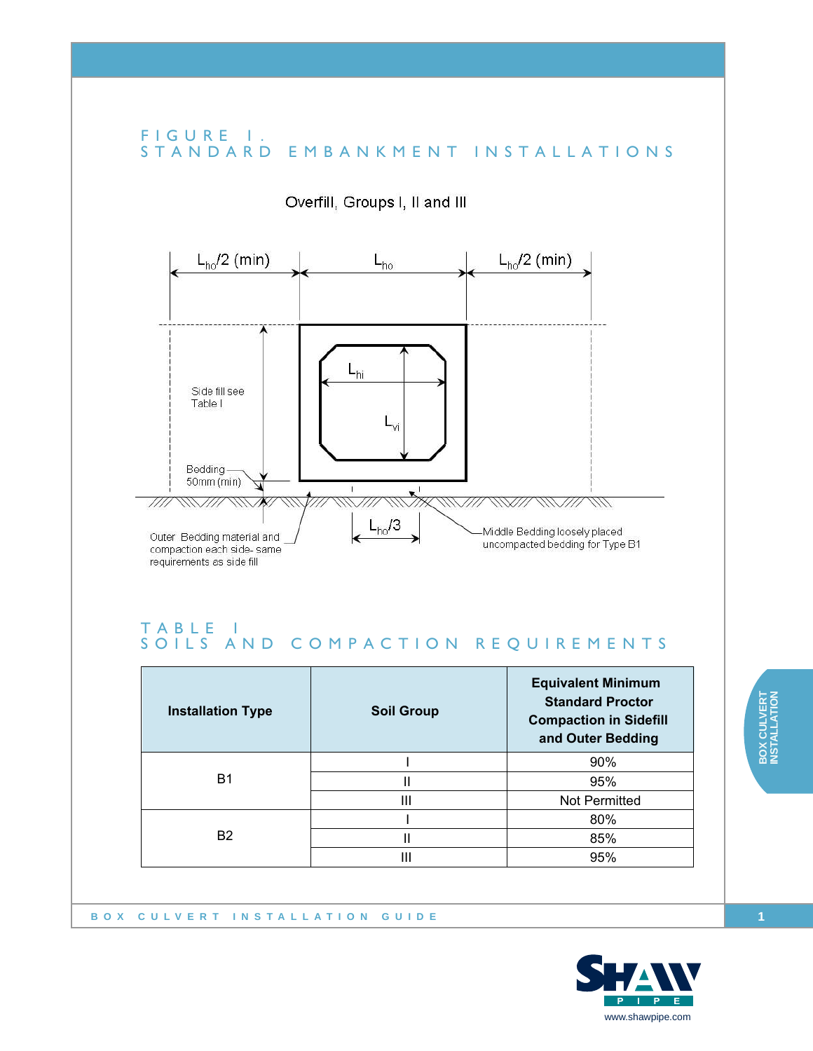# FIGURE I. STANDARD EMBANKMENT INSTALLATIONS

Overfill, Groups I, II and III

$L_{ho}/2$ (min) $L_{ho}$ $L_{ho}/2$ (min)

$L_{hi}$

$L_{vi}$

Side fill see Table I

Bedding 50mm (min)

$L_{ho}/3$

Outer Bedding material and compaction each side- same requirements as side fill

Middle Bedding loosely placed uncompacted bedding for Type B1

# TABLE I SOILS AND COMPACTION REQUIREMENTS

| Installation Type | Soil Group | Equivalent Minimum Standard Proctor Compaction in Sidefill and Outer Bedding |
|---|---|---|
| B1 | I | 90% |
| | II | 95% |
| | III | Not Permitted |
| B2 | I | 80% |
| | II | 85% |
| | III | 95% |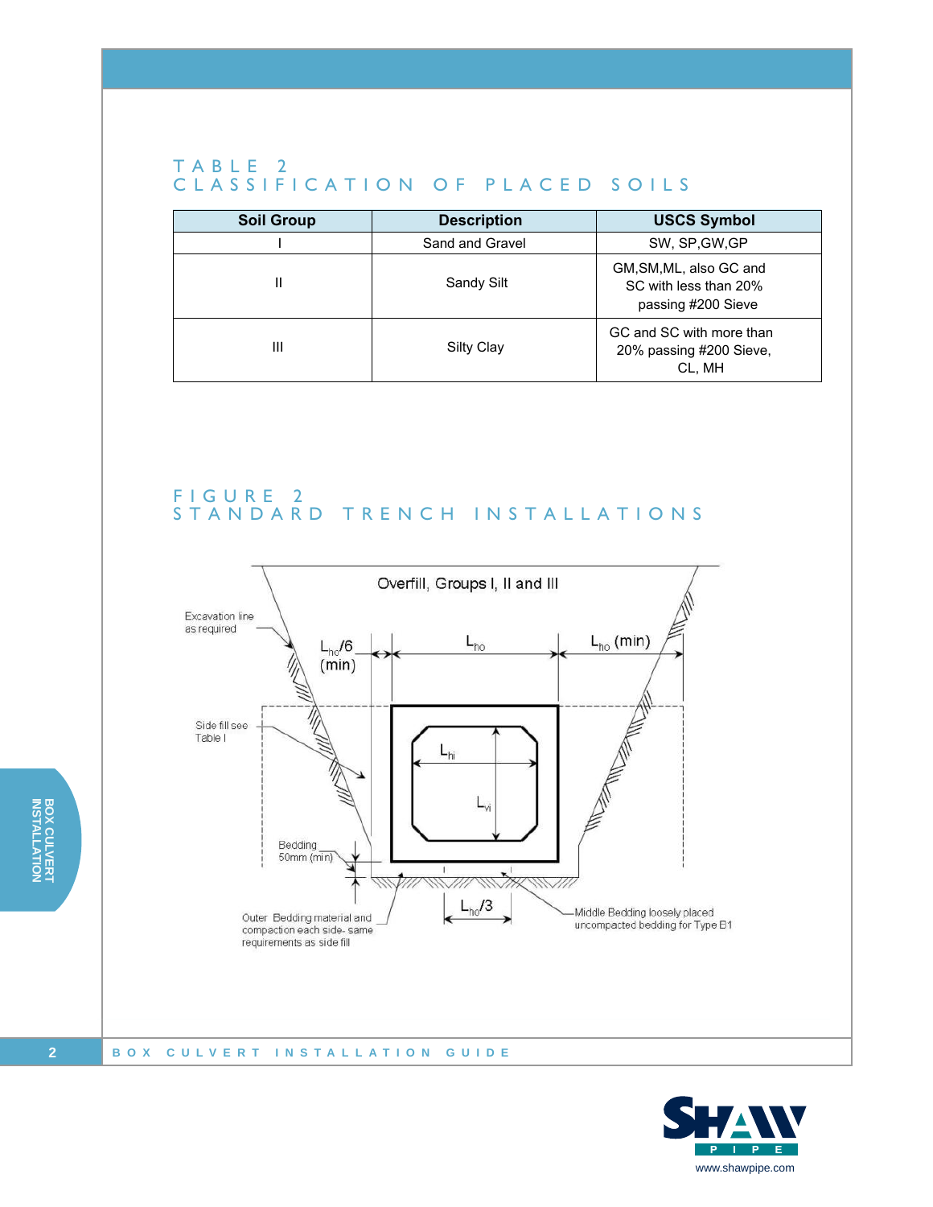## TABLE 2
## CLASSIFICATION OF PLACED SOILS

| Soil Group | Description | USCS Symbol |
|---|---|---|
| I | Sand and Gravel | SW, SP,GW,GP |
| II | Sandy Silt | GM,SM,ML, also GC and SC with less than 20% passing #200 Sieve |
| III | Silty Clay | GC and SC with more than 20% passing #200 Sieve, CL, MH |

## FIGURE 2
## STANDARD TRENCH INSTALLATIONS

Overfill, Groups I, II and III

Excavation line as required

$L_{ho}/6$ (min)

$L_{ho}$

$L_{ho}$ (min)

Side fill see Table I

$L_{hi}$

$L_{vi}$

Bedding 50mm (min)

$L_{ho}/3$

Outer Bedding material and compaction each side- same requirements as side fill

Middle Bedding loosely placed uncompacted bedding for Type B1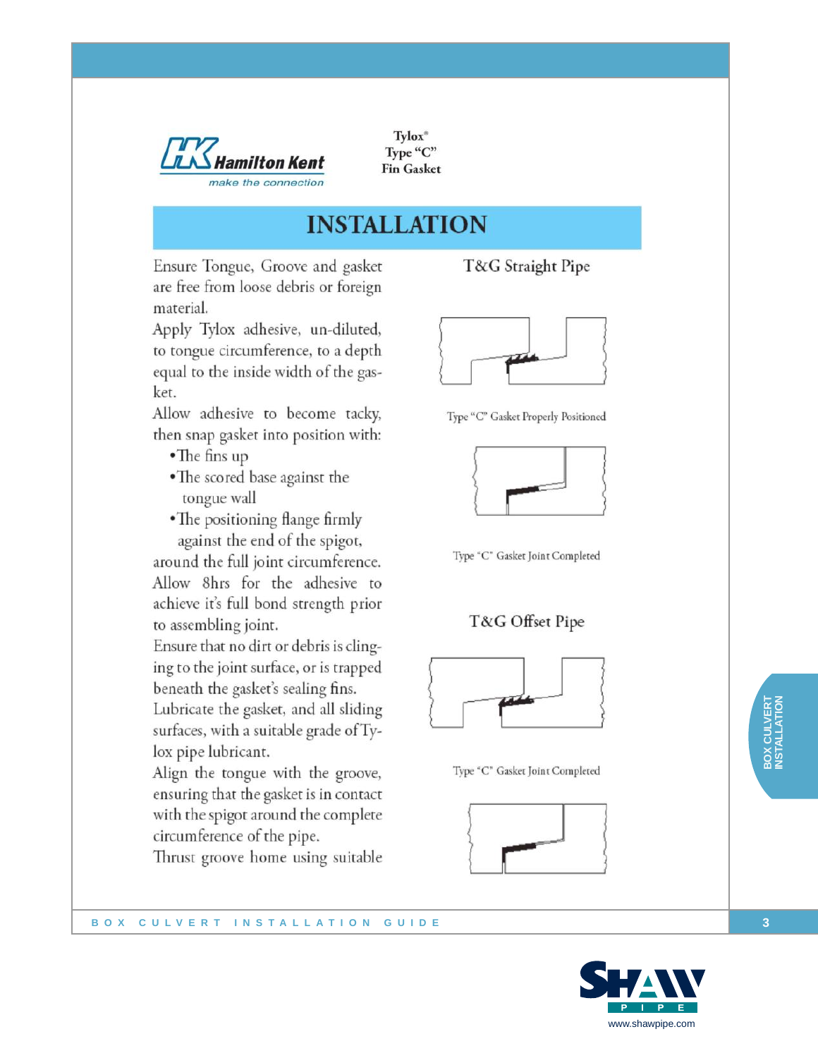Hamilton Kent
make the connection

**Tylox® Type "C" Fin Gasket**

# INSTALLATION

Ensure Tongue, Groove and gasket are free from loose debris or foreign material.

Apply Tylox adhesive, un-diluted, to tongue circumference, to a depth equal to the inside width of the gasket.

Allow adhesive to become tacky, then snap gasket into position with:

- The fins up
- The scored base against the tongue wall
- The positioning flange firmly against the end of the spigot,

around the full joint circumference.

Allow 8hrs for the adhesive to achieve it's full bond strength prior to assembling joint.

Ensure that no dirt or debris is clinging to the joint surface, or is trapped beneath the gasket's sealing fins.

Lubricate the gasket, and all sliding surfaces, with a suitable grade of Tylox pipe lubricant.

Align the tongue with the groove, ensuring that the gasket is in contact with the spigot around the complete circumference of the pipe.

Thrust groove home using suitable

## T&G Straight Pipe

Type "C" Gasket Properly Positioned

Type "C" Gasket Joint Completed

## T&G Offset Pipe

Type "C" Gasket Joint Completed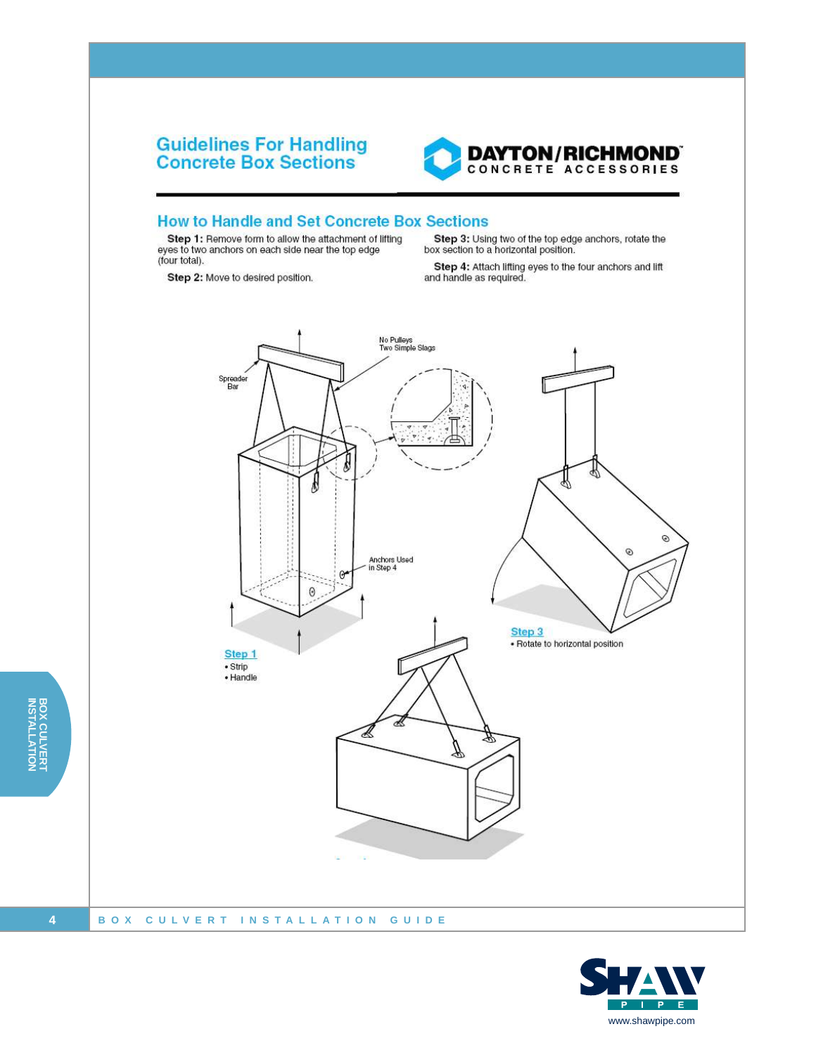# Guidelines For Handling Concrete Box Sections

DAYTON/RICHMOND™ CONCRETE ACCESSORIES

## How to Handle and Set Concrete Box Sections

**Step 1:** Remove form to allow the attachment of lifting eyes to two anchors on each side near the top edge (four total).

**Step 2:** Move to desired position.

**Step 3:** Using two of the top edge anchors, rotate the box section to a horizontal position.

**Step 4:** Attach lifting eyes to the four anchors and lift and handle as required.

Spreader Bar

No Pulleys
Two Simple Slags

Anchors Used in Step 4

Step 1
- Strip
- Handle

Step 3
- Rotate to horizontal position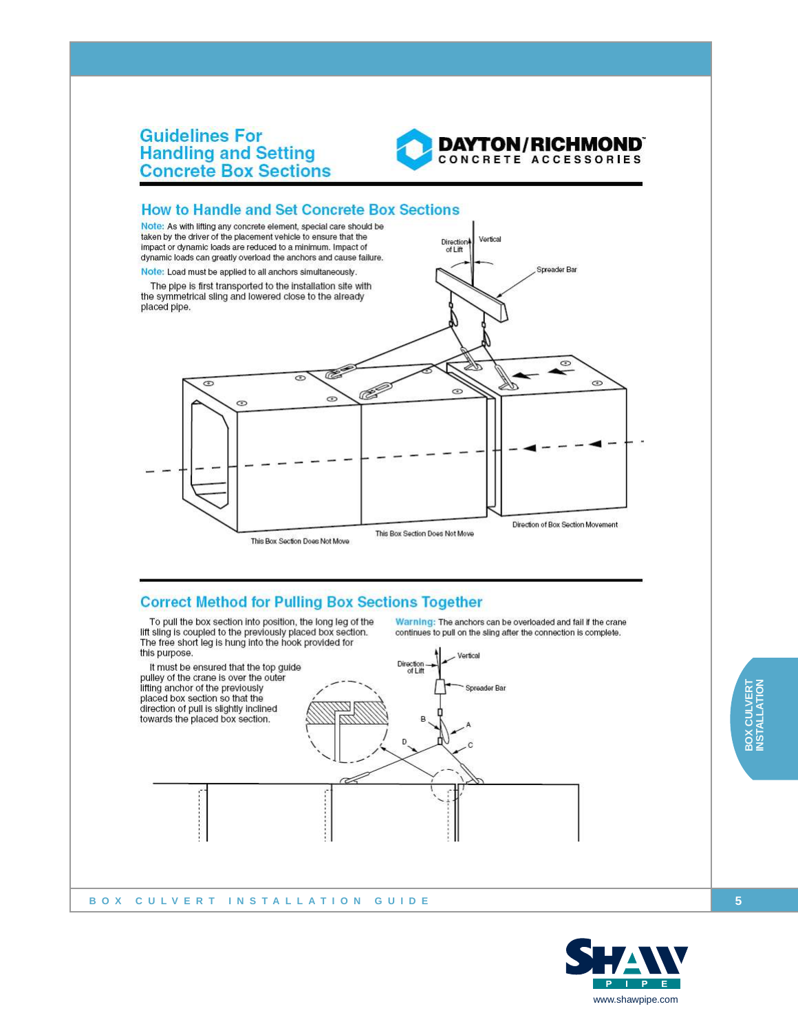# Guidelines For Handling and Setting Concrete Box Sections

DAYTON/RICHMOND™
CONCRETE ACCESSORIES

## How to Handle and Set Concrete Box Sections

**Note:** As with lifting any concrete element, special care should be taken by the driver of the placement vehicle to ensure that the impact or dynamic loads are reduced to a minimum. Impact of dynamic loads can greatly overload the anchors and cause failure.

**Note:** Load must be applied to all anchors simultaneously.

The pipe is first transported to the installation site with the symmetrical sling and lowered close to the already placed pipe.

Direction of Lift
Vertical
Spreader Bar
This Box Section Does Not Move
This Box Section Does Not Move
Direction of Box Section Movement

## Correct Method for Pulling Box Sections Together

To pull the box section into position, the long leg of the lift sling is coupled to the previously placed box section. The free short leg is hung into the hook provided for this purpose.

It must be ensured that the top guide pulley of the crane is over the outer lifting anchor of the previously placed box section so that the direction of pull is slightly inclined towards the placed box section.

**Warning:** The anchors can be overloaded and fail if the crane continues to pull on the sling after the connection is complete.

Direction of Lift
Vertical
Spreader Bar
A
B
C
D

BOX CULVERT INSTALLATION